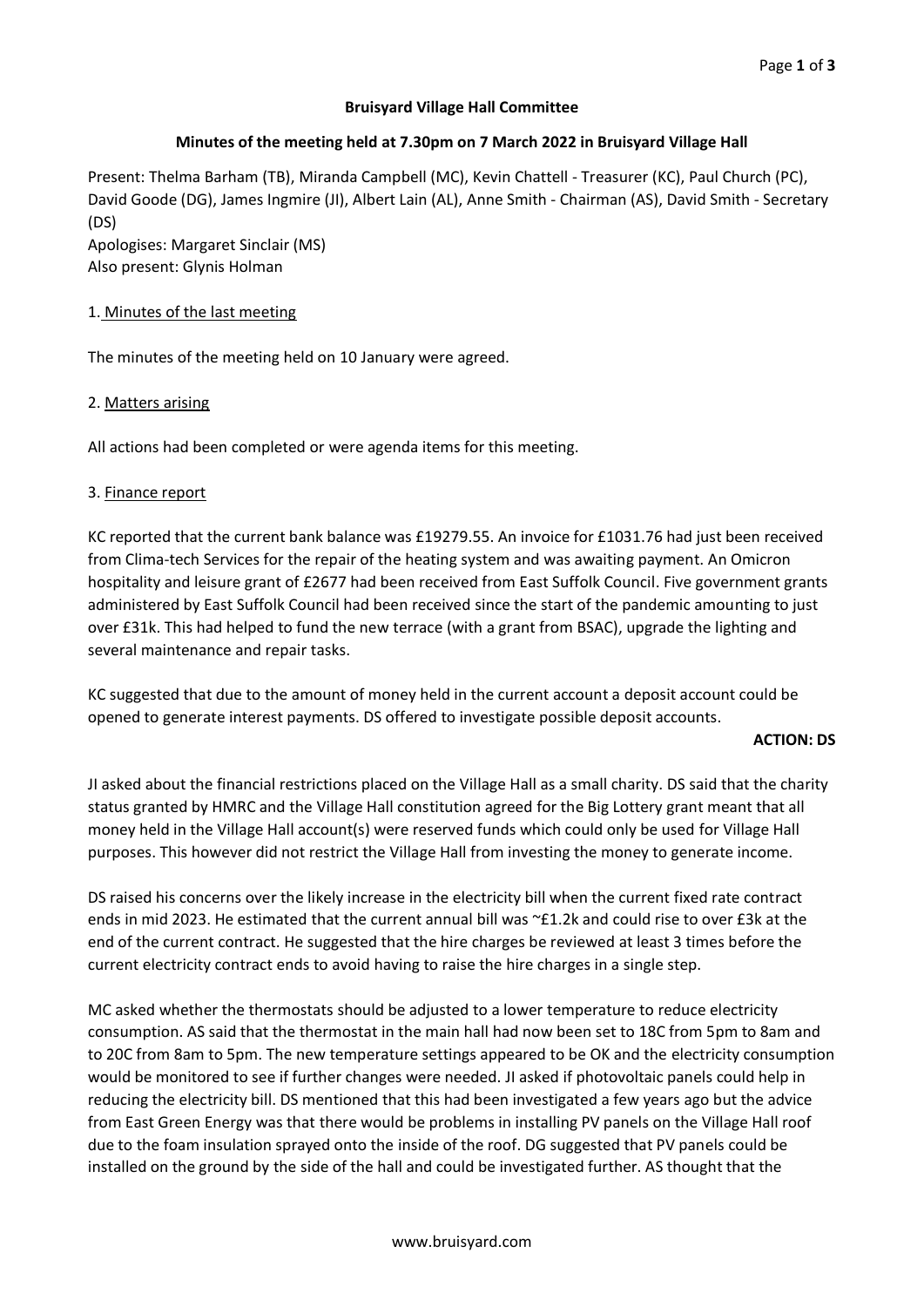**Bruisyard Village Hall Committee**

**Minutes of the meeting held at 7.30pm on 7 March 2022 in Bruisyard Village Hall**

Present: Thelma Barham (TB), Miranda Campbell (MC), Kevin Chattell - Treasurer (KC), Paul Church (PC), David Goode (DG), James Ingmire (JI), Albert Lain (AL), Anne Smith - Chairman (AS), David Smith - Secretary (DS)
Apologises: Margaret Sinclair (MS)
Also present: Glynis Holman

1. Minutes of the last meeting

The minutes of the meeting held on 10 January were agreed.

2. Matters arising

All actions had been completed or were agenda items for this meeting.

3. Finance report

KC reported that the current bank balance was £19279.55. An invoice for £1031.76 had just been received from Clima-tech Services for the repair of the heating system and was awaiting payment. An Omicron hospitality and leisure grant of £2677 had been received from East Suffolk Council. Five government grants administered by East Suffolk Council had been received since the start of the pandemic amounting to just over £31k. This had helped to fund the new terrace (with a grant from BSAC), upgrade the lighting and several maintenance and repair tasks.

KC suggested that due to the amount of money held in the current account a deposit account could be opened to generate interest payments. DS offered to investigate possible deposit accounts.

**ACTION: DS**

JI asked about the financial restrictions placed on the Village Hall as a small charity. DS said that the charity status granted by HMRC and the Village Hall constitution agreed for the Big Lottery grant meant that all money held in the Village Hall account(s) were reserved funds which could only be used for Village Hall purposes. This however did not restrict the Village Hall from investing the money to generate income.

DS raised his concerns over the likely increase in the electricity bill when the current fixed rate contract ends in mid 2023. He estimated that the current annual bill was ~£1.2k and could rise to over £3k at the end of the current contract. He suggested that the hire charges be reviewed at least 3 times before the current electricity contract ends to avoid having to raise the hire charges in a single step.

MC asked whether the thermostats should be adjusted to a lower temperature to reduce electricity consumption. AS said that the thermostat in the main hall had now been set to 18C from 5pm to 8am and to 20C from 8am to 5pm. The new temperature settings appeared to be OK and the electricity consumption would be monitored to see if further changes were needed. JI asked if photovoltaic panels could help in reducing the electricity bill. DS mentioned that this had been investigated a few years ago but the advice from East Green Energy was that there would be problems in installing PV panels on the Village Hall roof due to the foam insulation sprayed onto the inside of the roof. DG suggested that PV panels could be installed on the ground by the side of the hall and could be investigated further. AS thought that the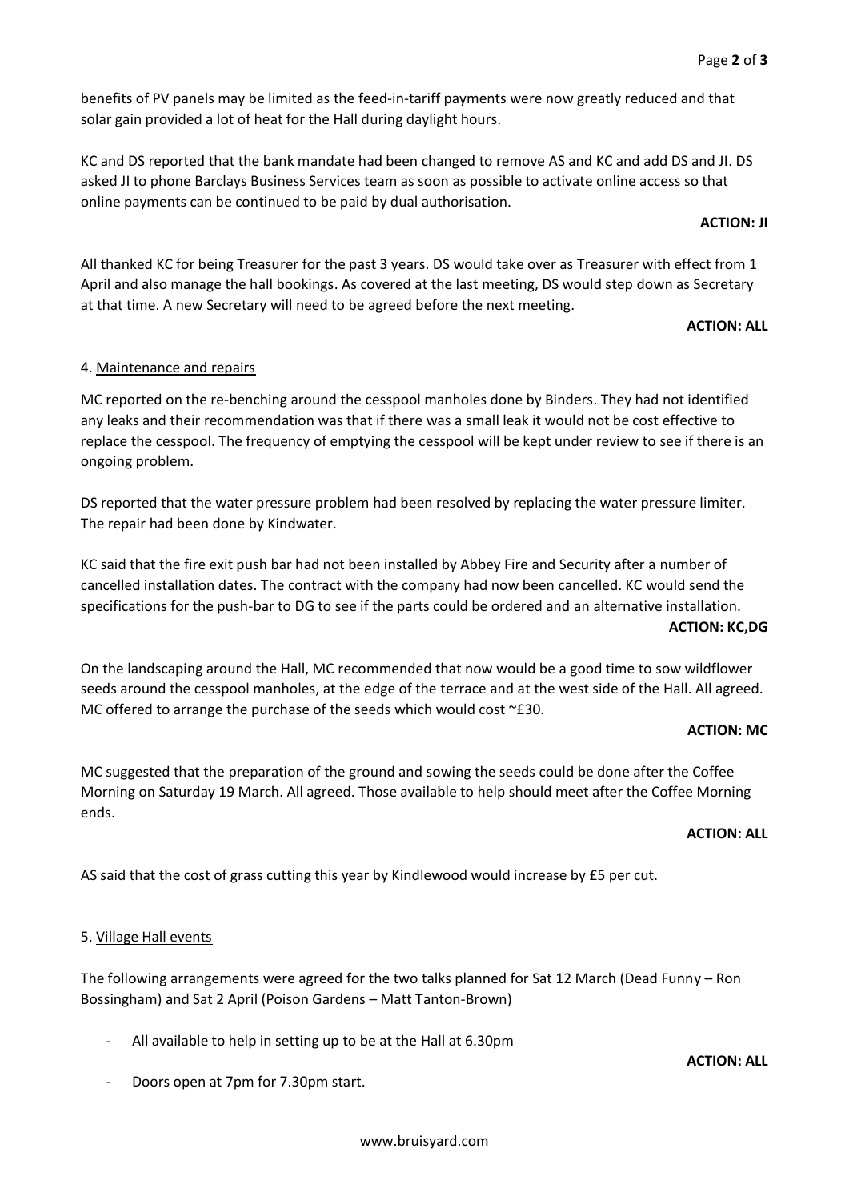benefits of PV panels may be limited as the feed-in-tariff payments were now greatly reduced and that solar gain provided a lot of heat for the Hall during daylight hours.

KC and DS reported that the bank mandate had been changed to remove AS and KC and add DS and JI. DS asked JI to phone Barclays Business Services team as soon as possible to activate online access so that online payments can be continued to be paid by dual authorisation.

**ACTION: JI**

All thanked KC for being Treasurer for the past 3 years. DS would take over as Treasurer with effect from 1 April and also manage the hall bookings. As covered at the last meeting, DS would step down as Secretary at that time. A new Secretary will need to be agreed before the next meeting.

**ACTION: ALL**

4. Maintenance and repairs

MC reported on the re-benching around the cesspool manholes done by Binders. They had not identified any leaks and their recommendation was that if there was a small leak it would not be cost effective to replace the cesspool. The frequency of emptying the cesspool will be kept under review to see if there is an ongoing problem.

DS reported that the water pressure problem had been resolved by replacing the water pressure limiter. The repair had been done by Kindwater.

KC said that the fire exit push bar had not been installed by Abbey Fire and Security after a number of cancelled installation dates. The contract with the company had now been cancelled. KC would send the specifications for the push-bar to DG to see if the parts could be ordered and an alternative installation.

**ACTION: KC,DG**

On the landscaping around the Hall, MC recommended that now would be a good time to sow wildflower seeds around the cesspool manholes, at the edge of the terrace and at the west side of the Hall. All agreed. MC offered to arrange the purchase of the seeds which would cost ~£30.

**ACTION: MC**

MC suggested that the preparation of the ground and sowing the seeds could be done after the Coffee Morning on Saturday 19 March. All agreed. Those available to help should meet after the Coffee Morning ends.

**ACTION: ALL**

AS said that the cost of grass cutting this year by Kindlewood would increase by £5 per cut.

5. Village Hall events

The following arrangements were agreed for the two talks planned for Sat 12 March (Dead Funny – Ron Bossingham) and Sat 2 April (Poison Gardens – Matt Tanton-Brown)

- All available to help in setting up to be at the Hall at 6.30pm

**ACTION: ALL**

- Doors open at 7pm for 7.30pm start.

www.bruisyard.com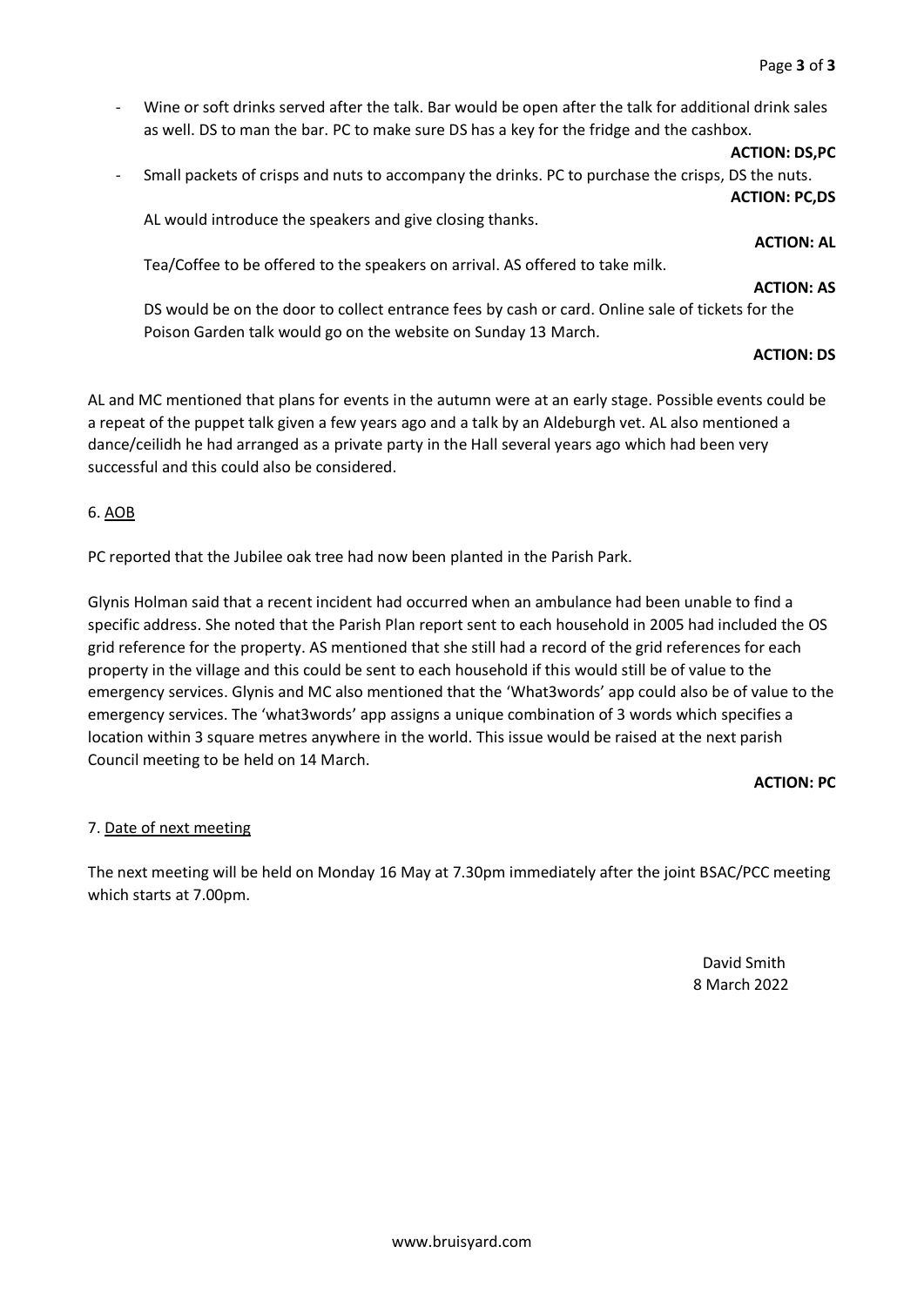- Wine or soft drinks served after the talk. Bar would be open after the talk for additional drink sales as well. DS to man the bar. PC to make sure DS has a key for the fridge and the cashbox.

  **ACTION: DS,PC**

- Small packets of crisps and nuts to accompany the drinks. PC to purchase the crisps, DS the nuts.

  **ACTION: PC,DS**

  AL would introduce the speakers and give closing thanks.

  **ACTION: AL**

  Tea/Coffee to be offered to the speakers on arrival. AS offered to take milk.

  **ACTION: AS**

  DS would be on the door to collect entrance fees by cash or card. Online sale of tickets for the Poison Garden talk would go on the website on Sunday 13 March.

  **ACTION: DS**

AL and MC mentioned that plans for events in the autumn were at an early stage. Possible events could be a repeat of the puppet talk given a few years ago and a talk by an Aldeburgh vet. AL also mentioned a dance/ceilidh he had arranged as a private party in the Hall several years ago which had been very successful and this could also be considered.

6. AOB

PC reported that the Jubilee oak tree had now been planted in the Parish Park.

Glynis Holman said that a recent incident had occurred when an ambulance had been unable to find a specific address. She noted that the Parish Plan report sent to each household in 2005 had included the OS grid reference for the property. AS mentioned that she still had a record of the grid references for each property in the village and this could be sent to each household if this would still be of value to the emergency services. Glynis and MC also mentioned that the 'What3words' app could also be of value to the emergency services. The 'what3words' app assigns a unique combination of 3 words which specifies a location within 3 square metres anywhere in the world. This issue would be raised at the next parish Council meeting to be held on 14 March.

**ACTION: PC**

7. Date of next meeting

The next meeting will be held on Monday 16 May at 7.30pm immediately after the joint BSAC/PCC meeting which starts at 7.00pm.

David Smith
8 March 2022

www.bruisyard.com